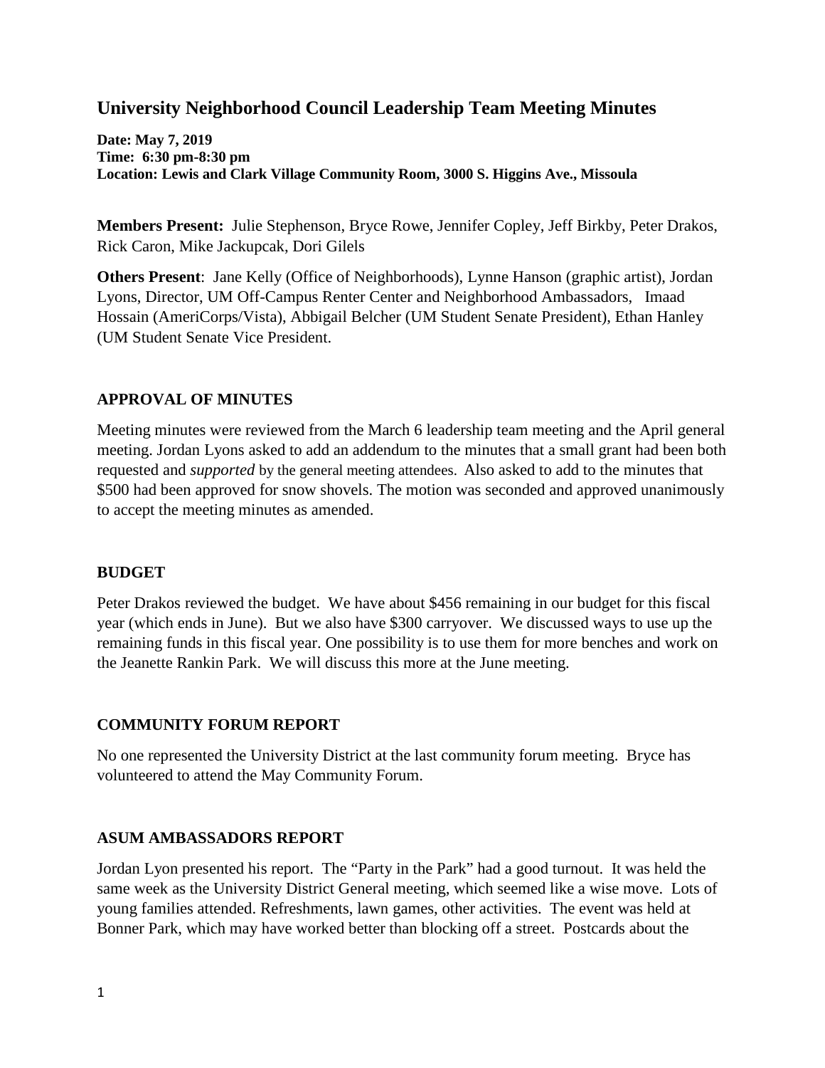# University Neighborhood Council Leadership Team Meeting Minutes

**Date: May 7, 2019**
**Time: 6:30 pm-8:30 pm**
**Location: Lewis and Clark Village Community Room, 3000 S. Higgins Ave., Missoula**

**Members Present:** Julie Stephenson, Bryce Rowe, Jennifer Copley, Jeff Birkby, Peter Drakos, Rick Caron, Mike Jackupcak, Dori Gilels

**Others Present**: Jane Kelly (Office of Neighborhoods), Lynne Hanson (graphic artist), Jordan Lyons, Director, UM Off-Campus Renter Center and Neighborhood Ambassadors, Imaad Hossain (AmeriCorps/Vista), Abbigail Belcher (UM Student Senate President), Ethan Hanley (UM Student Senate Vice President.

### APPROVAL OF MINUTES

Meeting minutes were reviewed from the March 6 leadership team meeting and the April general meeting. Jordan Lyons asked to add an addendum to the minutes that a small grant had been both requested and *supported* by the general meeting attendees. Also asked to add to the minutes that $500 had been approved for snow shovels. The motion was seconded and approved unanimously to accept the meeting minutes as amended.

### BUDGET

Peter Drakos reviewed the budget. We have about $456 remaining in our budget for this fiscal year (which ends in June). But we also have $300 carryover. We discussed ways to use up the remaining funds in this fiscal year. One possibility is to use them for more benches and work on the Jeanette Rankin Park. We will discuss this more at the June meeting.

### COMMUNITY FORUM REPORT

No one represented the University District at the last community forum meeting. Bryce has volunteered to attend the May Community Forum.

### ASUM AMBASSADORS REPORT

Jordan Lyon presented his report. The "Party in the Park" had a good turnout. It was held the same week as the University District General meeting, which seemed like a wise move. Lots of young families attended. Refreshments, lawn games, other activities. The event was held at Bonner Park, which may have worked better than blocking off a street. Postcards about the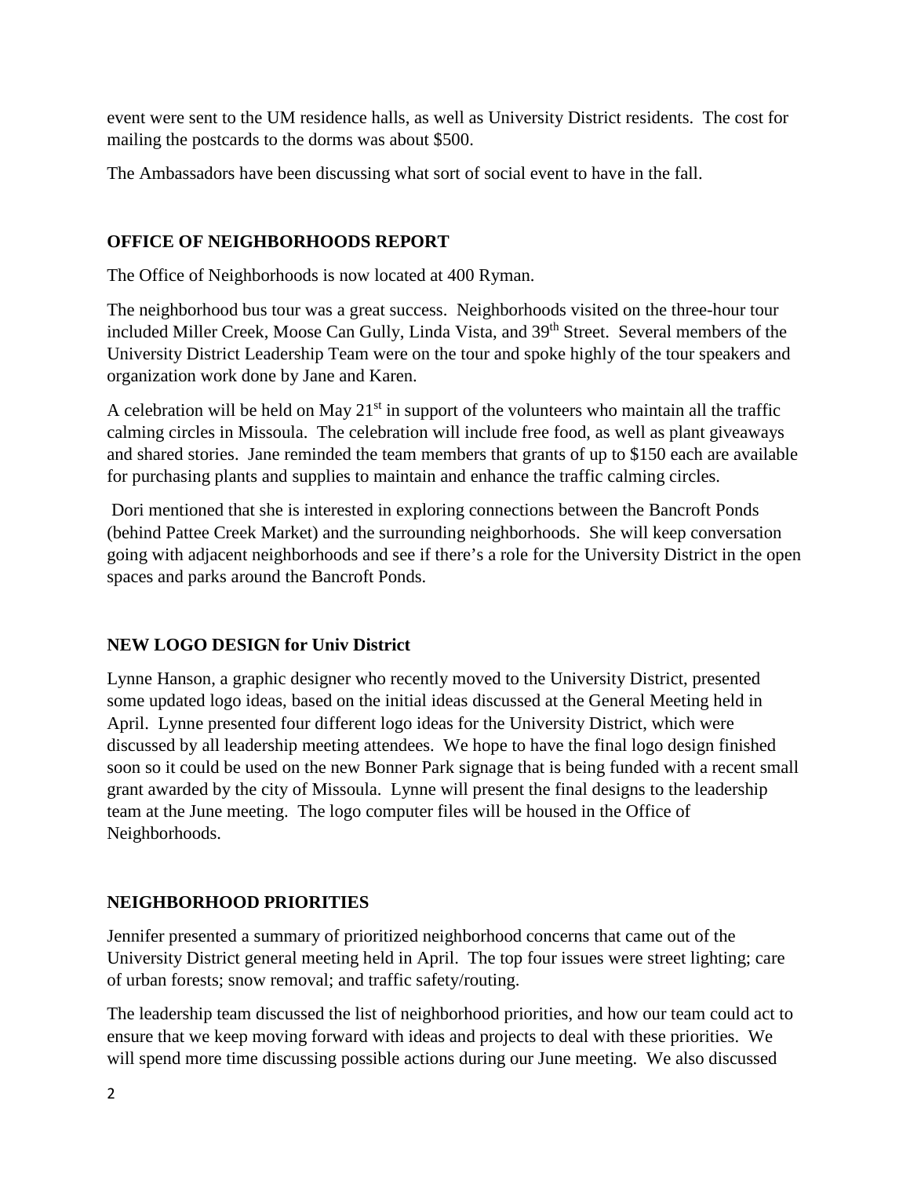event were sent to the UM residence halls, as well as University District residents. The cost for mailing the postcards to the dorms was about $500.

The Ambassadors have been discussing what sort of social event to have in the fall.

**OFFICE OF NEIGHBORHOODS REPORT**

The Office of Neighborhoods is now located at 400 Ryman.

The neighborhood bus tour was a great success. Neighborhoods visited on the three-hour tour included Miller Creek, Moose Can Gully, Linda Vista, and 39th Street. Several members of the University District Leadership Team were on the tour and spoke highly of the tour speakers and organization work done by Jane and Karen.

A celebration will be held on May 21st in support of the volunteers who maintain all the traffic calming circles in Missoula. The celebration will include free food, as well as plant giveaways and shared stories. Jane reminded the team members that grants of up to $150 each are available for purchasing plants and supplies to maintain and enhance the traffic calming circles.

Dori mentioned that she is interested in exploring connections between the Bancroft Ponds (behind Pattee Creek Market) and the surrounding neighborhoods. She will keep conversation going with adjacent neighborhoods and see if there's a role for the University District in the open spaces and parks around the Bancroft Ponds.

**NEW LOGO DESIGN for Univ District**

Lynne Hanson, a graphic designer who recently moved to the University District, presented some updated logo ideas, based on the initial ideas discussed at the General Meeting held in April. Lynne presented four different logo ideas for the University District, which were discussed by all leadership meeting attendees. We hope to have the final logo design finished soon so it could be used on the new Bonner Park signage that is being funded with a recent small grant awarded by the city of Missoula. Lynne will present the final designs to the leadership team at the June meeting. The logo computer files will be housed in the Office of Neighborhoods.

**NEIGHBORHOOD PRIORITIES**

Jennifer presented a summary of prioritized neighborhood concerns that came out of the University District general meeting held in April. The top four issues were street lighting; care of urban forests; snow removal; and traffic safety/routing.

The leadership team discussed the list of neighborhood priorities, and how our team could act to ensure that we keep moving forward with ideas and projects to deal with these priorities. We will spend more time discussing possible actions during our June meeting. We also discussed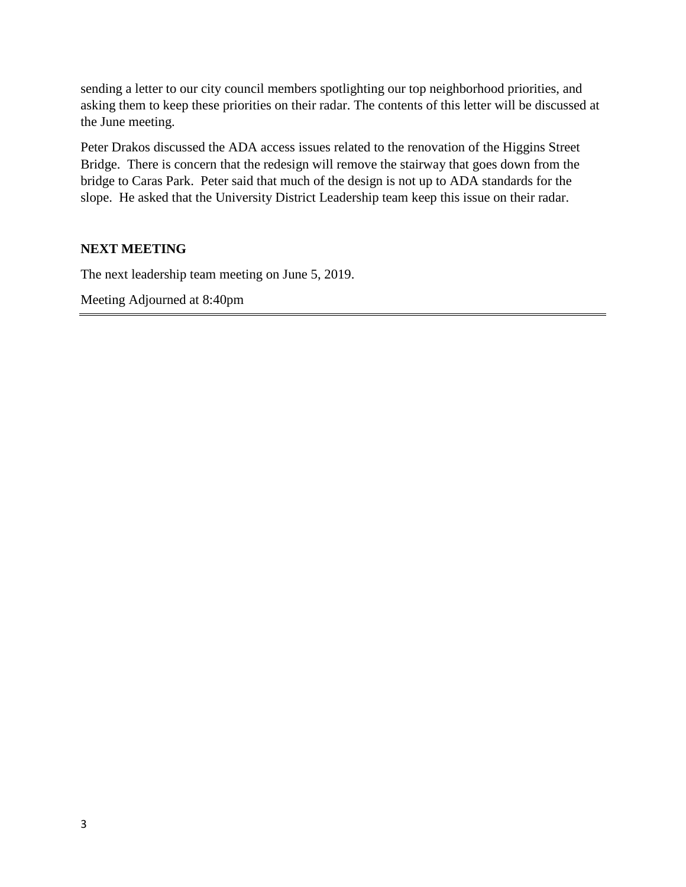sending a letter to our city council members spotlighting our top neighborhood priorities, and asking them to keep these priorities on their radar. The contents of this letter will be discussed at the June meeting.

Peter Drakos discussed the ADA access issues related to the renovation of the Higgins Street Bridge. There is concern that the redesign will remove the stairway that goes down from the bridge to Caras Park. Peter said that much of the design is not up to ADA standards for the slope. He asked that the University District Leadership team keep this issue on their radar.

**NEXT MEETING**

The next leadership team meeting on June 5, 2019.

Meeting Adjourned at 8:40pm